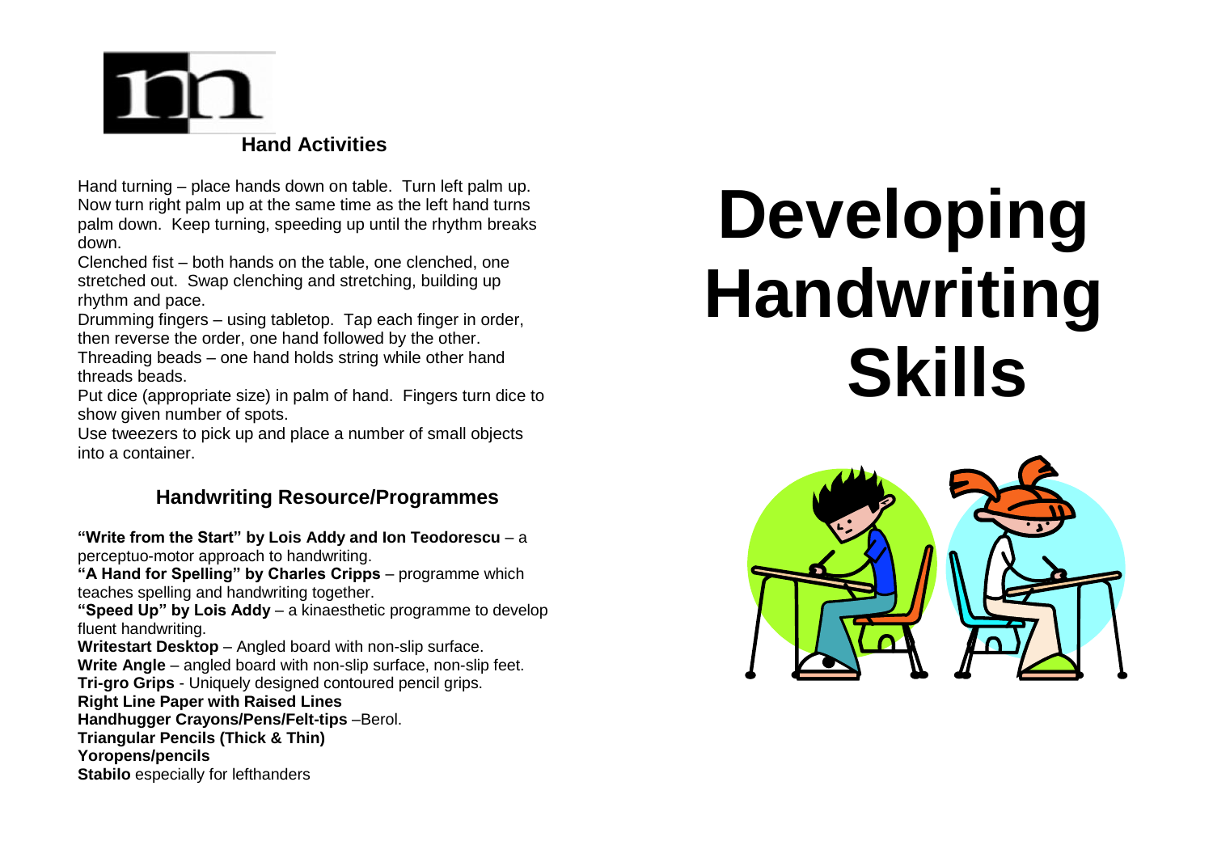## Hand Activities

Hand turning – place hands down on table. Turn left palm up. Now turn right palm up at the same time as the left hand turns palm down. Keep turning, speeding up until the rhythm breaks down.

Clenched fist – both hands on the table, one clenched, one stretched out. Swap clenching and stretching, building up rhythm and pace.

Drumming fingers – using tabletop. Tap each finger in order, then reverse the order, one hand followed by the other.

Threading beads – one hand holds string while other hand threads beads.

Put dice (appropriate size) in palm of hand. Fingers turn dice to show given number of spots.

Use tweezers to pick up and place a number of small objects into a container.

## Handwriting Resource/Programmes

**"Write from the Start" by Lois Addy and Ion Teodorescu** – a perceptuo-motor approach to handwriting.

**"A Hand for Spelling" by Charles Cripps** – programme which teaches spelling and handwriting together.

**"Speed Up" by Lois Addy** – a kinaesthetic programme to develop fluent handwriting.

**Writestart Desktop** – Angled board with non-slip surface.

**Write Angle** – angled board with non-slip surface, non-slip feet.

**Tri-gro Grips** - Uniquely designed contoured pencil grips.

**Right Line Paper with Raised Lines**

**Handhugger Crayons/Pens/Felt-tips** –Berol.

**Triangular Pencils (Thick & Thin)**

**Yoropens/pencils**

**Stabilo** especially for lefthanders

# Developing Handwriting Skills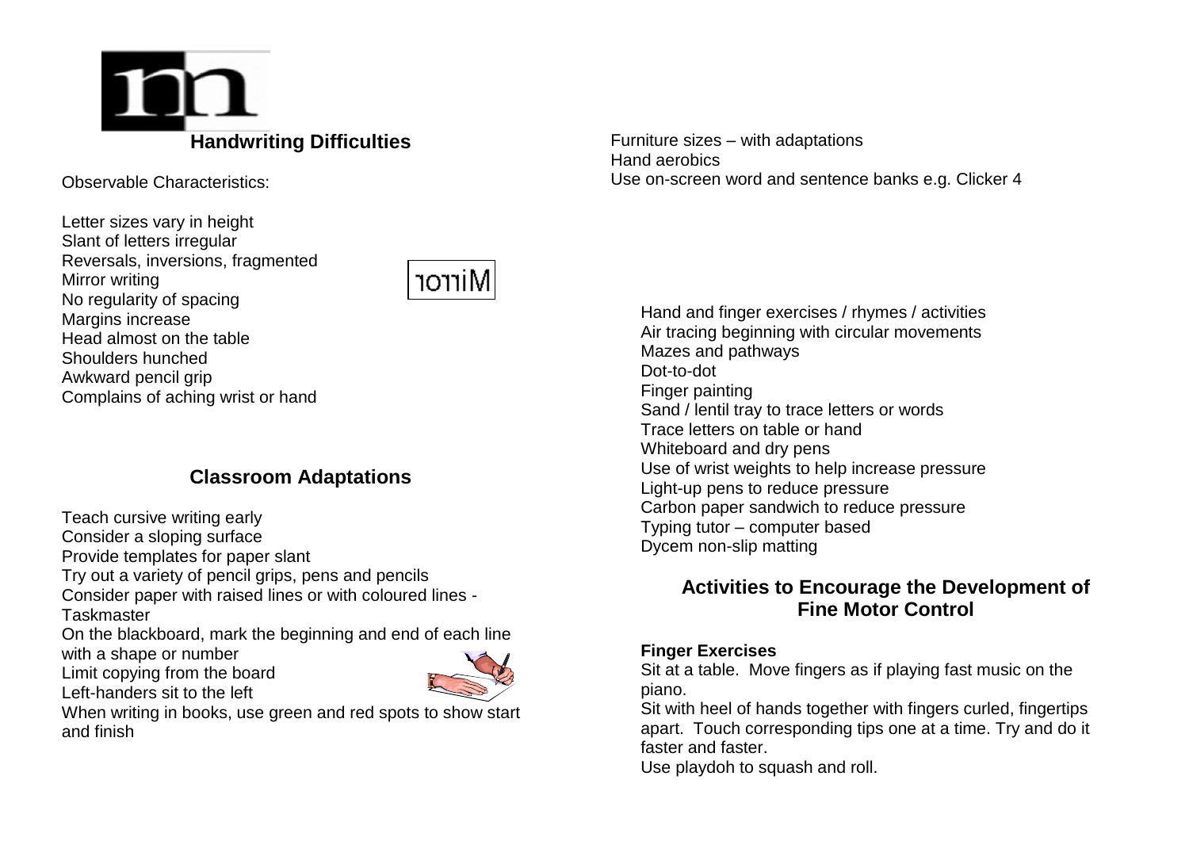## Handwriting Difficulties

Observable Characteristics:

Letter sizes vary in height
Slant of letters irregular
Reversals, inversions, fragmented
Mirror writing
No regularity of spacing
Margins increase
Head almost on the table
Shoulders hunched
Awkward pencil grip
Complains of aching wrist or hand

## Classroom Adaptations

Teach cursive writing early
Consider a sloping surface
Provide templates for paper slant
Try out a variety of pencil grips, pens and pencils
Consider paper with raised lines or with coloured lines - Taskmaster
On the blackboard, mark the beginning and end of each line with a shape or number
Limit copying from the board
Left-handers sit to the left
When writing in books, use green and red spots to show start and finish
Furniture sizes – with adaptations
Hand aerobics
Use on-screen word and sentence banks e.g. Clicker 4

Hand and finger exercises / rhymes / activities
Air tracing beginning with circular movements
Mazes and pathways
Dot-to-dot
Finger painting
Sand / lentil tray to trace letters or words
Trace letters on table or hand
Whiteboard and dry pens
Use of wrist weights to help increase pressure
Light-up pens to reduce pressure
Carbon paper sandwich to reduce pressure
Typing tutor – computer based
Dycem non-slip matting

## Activities to Encourage the Development of Fine Motor Control

**Finger Exercises**

Sit at a table. Move fingers as if playing fast music on the piano.

Sit with heel of hands together with fingers curled, fingertips apart. Touch corresponding tips one at a time. Try and do it faster and faster.

Use playdoh to squash and roll.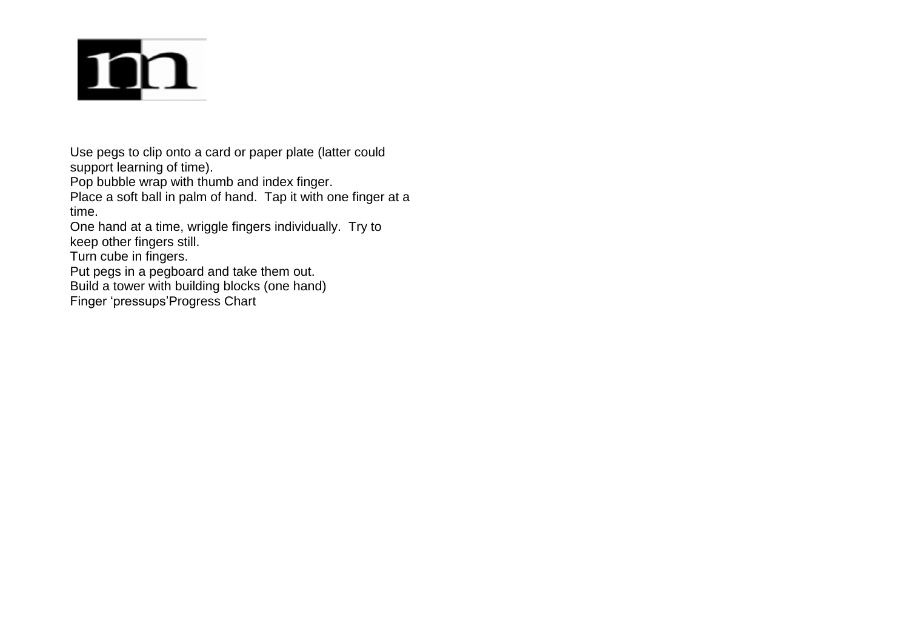Use pegs to clip onto a card or paper plate (latter could support learning of time).
Pop bubble wrap with thumb and index finger.
Place a soft ball in palm of hand. Tap it with one finger at a time.
One hand at a time, wriggle fingers individually. Try to keep other fingers still.
Turn cube in fingers.
Put pegs in a pegboard and take them out.
Build a tower with building blocks (one hand)
Finger 'pressups'Progress Chart